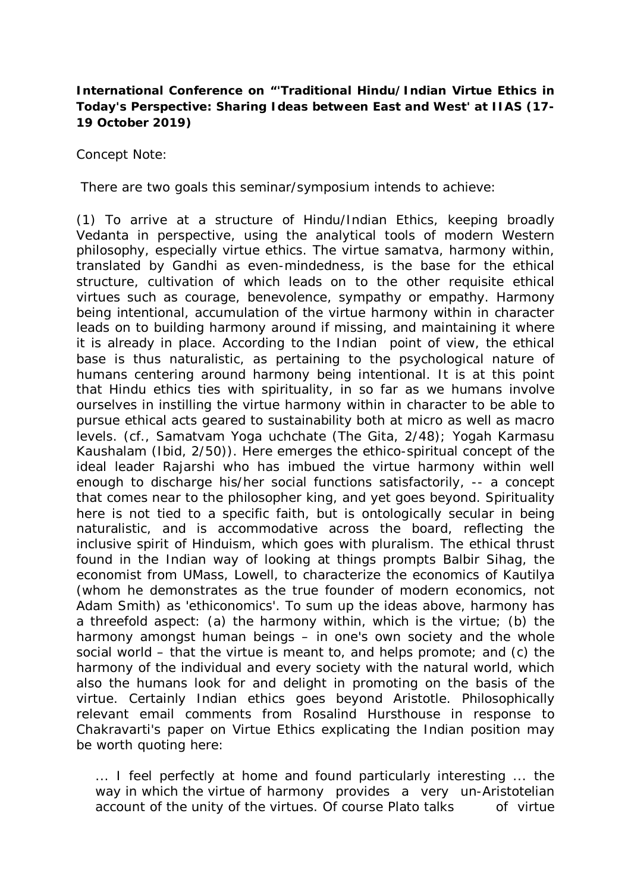**International Conference on "'Traditional Hindu/Indian Virtue Ethics in Today's Perspective: Sharing Ideas between East and West' at IIAS (17-19 October 2019)**

Concept Note:

There are two goals this seminar/symposium intends to achieve:

(1) To arrive at a structure of Hindu/Indian Ethics, keeping broadly Vedanta in perspective, using the analytical tools of modern Western philosophy, especially virtue ethics. The virtue samatva, harmony within, translated by Gandhi as even-mindedness, is the base for the ethical structure, cultivation of which leads on to the other requisite ethical virtues such as courage, benevolence, sympathy or empathy. Harmony being intentional, accumulation of the virtue harmony within in character leads on to building harmony around if missing, and maintaining it where it is already in place. According to the Indian point of view, the ethical base is thus naturalistic, as pertaining to the psychological nature of humans centering around harmony being intentional. It is at this point that Hindu ethics ties with spirituality, in so far as we humans involve ourselves in instilling the virtue harmony within in character to be able to pursue ethical acts geared to sustainability both at micro as well as macro levels. (cf., Samatvam Yoga uchchate (The Gita, 2/48); Yogah Karmasu Kaushalam (Ibid, 2/50)). Here emerges the ethico-spiritual concept of the ideal leader Rajarshi who has imbued the virtue harmony within well enough to discharge his/her social functions satisfactorily, -- a concept that comes near to the philosopher king, and yet goes beyond. Spirituality here is not tied to a specific faith, but is ontologically secular in being naturalistic, and is accommodative across the board, reflecting the inclusive spirit of Hinduism, which goes with pluralism. The ethical thrust found in the Indian way of looking at things prompts Balbir Sihag, the economist from UMass, Lowell, to characterize the economics of Kautilya (whom he demonstrates as the true founder of modern economics, not Adam Smith) as 'ethiconomics'. To sum up the ideas above, harmony has a threefold aspect: (a) the harmony within, which is the virtue; (b) the harmony amongst human beings – in one's own society and the whole social world – that the virtue is meant to, and helps promote; and (c) the harmony of the individual and every society with the natural world, which also the humans look for and delight in promoting on the basis of the virtue. Certainly Indian ethics goes beyond Aristotle. Philosophically relevant email comments from Rosalind Hursthouse in response to Chakravarti's paper on Virtue Ethics explicating the Indian position may be worth quoting here:

> ... I feel perfectly at home and found particularly interesting ... the way in which the virtue of harmony provides a very un-Aristotelian account of the unity of the virtues. Of course Plato talks of virtue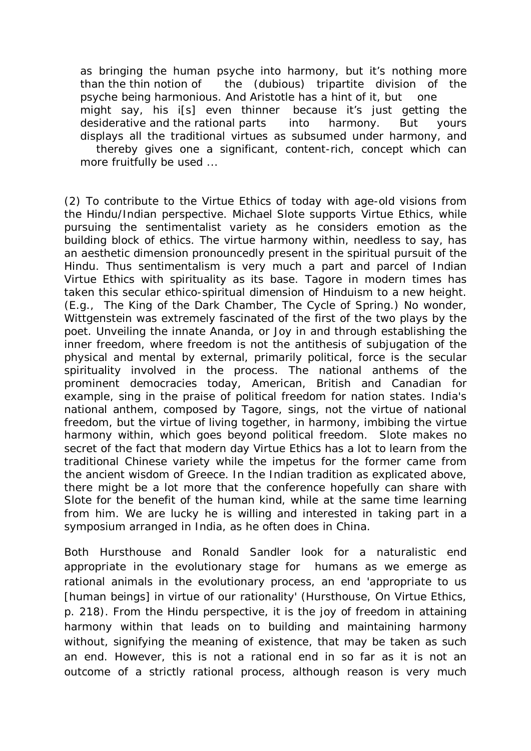> as bringing the human psyche into harmony, but it's nothing more than the thin notion of the (dubious) tripartite division of the psyche being harmonious. And Aristotle has a hint of it, but one might say, his i[s] even thinner because it's just getting the desiderative and the rational parts into harmony. But yours displays all the traditional virtues as subsumed under harmony, and thereby gives one a significant, content-rich, concept which can more fruitfully be used ...

(2) To contribute to the Virtue Ethics of today with age-old visions from the Hindu/Indian perspective. Michael Slote supports Virtue Ethics, while pursuing the sentimentalist variety as he considers emotion as the building block of ethics. The virtue harmony within, needless to say, has an aesthetic dimension pronouncedly present in the spiritual pursuit of the Hindu. Thus sentimentalism is very much a part and parcel of Indian Virtue Ethics with spirituality as its base. Tagore in modern times has taken this secular ethico-spiritual dimension of Hinduism to a new height. (E.g., The King of the Dark Chamber, The Cycle of Spring.) No wonder, Wittgenstein was extremely fascinated of the first of the two plays by the poet. Unveiling the innate Ananda, or Joy in and through establishing the inner freedom, where freedom is not the antithesis of subjugation of the physical and mental by external, primarily political, force is the secular spirituality involved in the process. The national anthems of the prominent democracies today, American, British and Canadian for example, sing in the praise of political freedom for nation states. India's national anthem, composed by Tagore, sings, not the virtue of national freedom, but the virtue of living together, in harmony, imbibing the virtue harmony within, which goes beyond political freedom. Slote makes no secret of the fact that modern day Virtue Ethics has a lot to learn from the traditional Chinese variety while the impetus for the former came from the ancient wisdom of Greece. In the Indian tradition as explicated above, there might be a lot more that the conference hopefully can share with Slote for the benefit of the human kind, while at the same time learning from him. We are lucky he is willing and interested in taking part in a symposium arranged in India, as he often does in China.

Both Hursthouse and Ronald Sandler look for a naturalistic end appropriate in the evolutionary stage for humans as we emerge as rational animals in the evolutionary process, an end 'appropriate to us [human beings] in virtue of our rationality' (Hursthouse, On Virtue Ethics, p. 218). From the Hindu perspective, it is the joy of freedom in attaining harmony within that leads on to building and maintaining harmony without, signifying the meaning of existence, that may be taken as such an end. However, this is not a rational end in so far as it is not an outcome of a strictly rational process, although reason is very much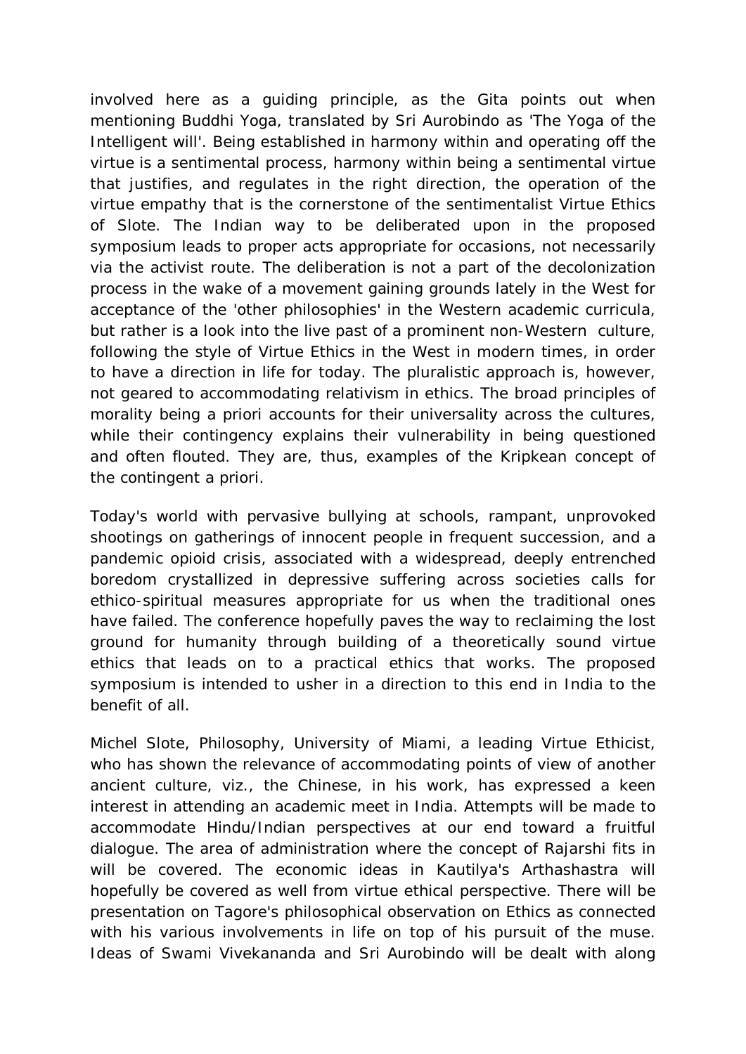involved here as a guiding principle, as the Gita points out when mentioning Buddhi Yoga, translated by Sri Aurobindo as 'The Yoga of the Intelligent will'. Being established in harmony within and operating off the virtue is a sentimental process, harmony within being a sentimental virtue that justifies, and regulates in the right direction, the operation of the virtue empathy that is the cornerstone of the sentimentalist Virtue Ethics of Slote. The Indian way to be deliberated upon in the proposed symposium leads to proper acts appropriate for occasions, not necessarily via the activist route. The deliberation is not a part of the decolonization process in the wake of a movement gaining grounds lately in the West for acceptance of the 'other philosophies' in the Western academic curricula, but rather is a look into the live past of a prominent non-Western culture, following the style of Virtue Ethics in the West in modern times, in order to have a direction in life for today. The pluralistic approach is, however, not geared to accommodating relativism in ethics. The broad principles of morality being a priori accounts for their universality across the cultures, while their contingency explains their vulnerability in being questioned and often flouted. They are, thus, examples of the Kripkean concept of the contingent a priori.

Today's world with pervasive bullying at schools, rampant, unprovoked shootings on gatherings of innocent people in frequent succession, and a pandemic opioid crisis, associated with a widespread, deeply entrenched boredom crystallized in depressive suffering across societies calls for ethico-spiritual measures appropriate for us when the traditional ones have failed. The conference hopefully paves the way to reclaiming the lost ground for humanity through building of a theoretically sound virtue ethics that leads on to a practical ethics that works. The proposed symposium is intended to usher in a direction to this end in India to the benefit of all.

Michel Slote, Philosophy, University of Miami, a leading Virtue Ethicist, who has shown the relevance of accommodating points of view of another ancient culture, viz., the Chinese, in his work, has expressed a keen interest in attending an academic meet in India. Attempts will be made to accommodate Hindu/Indian perspectives at our end toward a fruitful dialogue. The area of administration where the concept of Rajarshi fits in will be covered. The economic ideas in Kautilya's Arthashastra will hopefully be covered as well from virtue ethical perspective. There will be presentation on Tagore's philosophical observation on Ethics as connected with his various involvements in life on top of his pursuit of the muse. Ideas of Swami Vivekananda and Sri Aurobindo will be dealt with along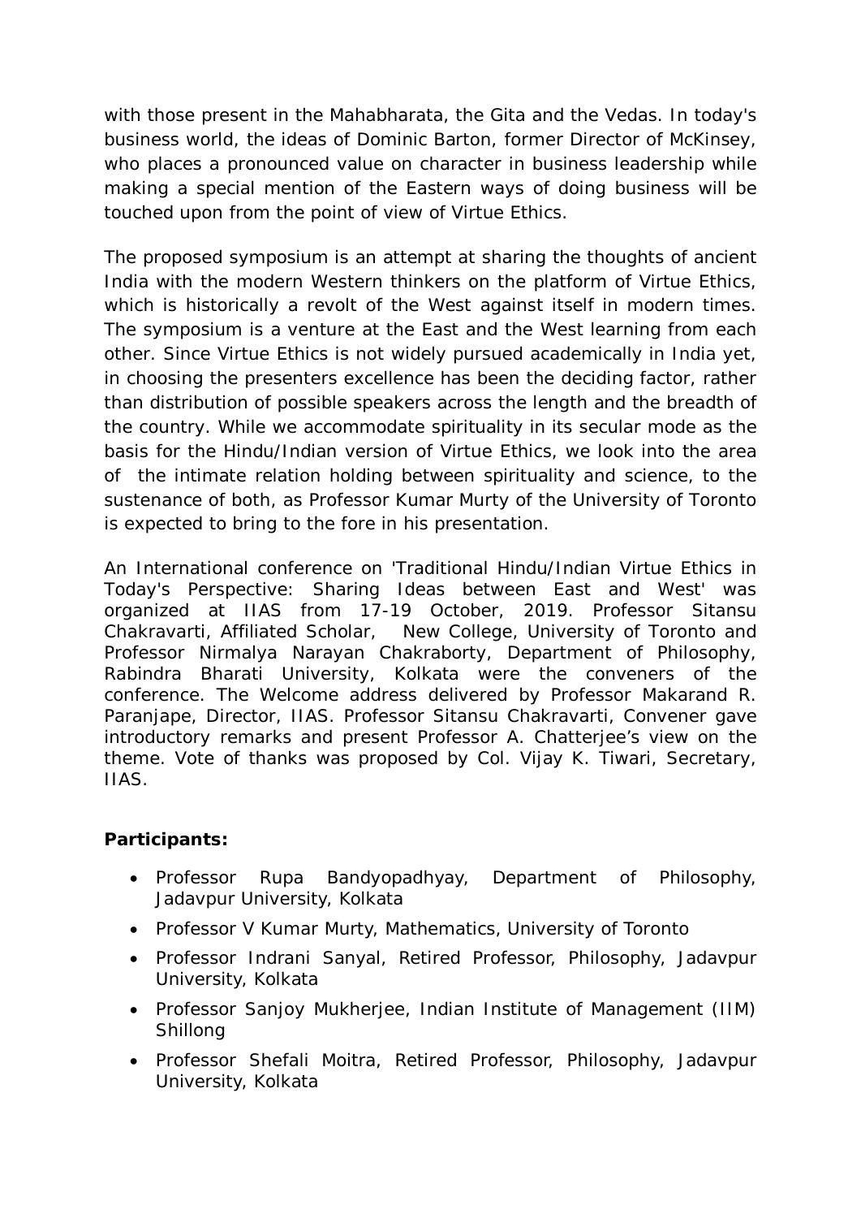with those present in the Mahabharata, the Gita and the Vedas. In today's business world, the ideas of Dominic Barton, former Director of McKinsey, who places a pronounced value on character in business leadership while making a special mention of the Eastern ways of doing business will be touched upon from the point of view of Virtue Ethics.

The proposed symposium is an attempt at sharing the thoughts of ancient India with the modern Western thinkers on the platform of Virtue Ethics, which is historically a revolt of the West against itself in modern times. The symposium is a venture at the East and the West learning from each other. Since Virtue Ethics is not widely pursued academically in India yet, in choosing the presenters excellence has been the deciding factor, rather than distribution of possible speakers across the length and the breadth of the country. While we accommodate spirituality in its secular mode as the basis for the Hindu/Indian version of Virtue Ethics, we look into the area of the intimate relation holding between spirituality and science, to the sustenance of both, as Professor Kumar Murty of the University of Toronto is expected to bring to the fore in his presentation.

An International conference on 'Traditional Hindu/Indian Virtue Ethics in Today's Perspective: Sharing Ideas between East and West' was organized at IIAS from 17-19 October, 2019. Professor Sitansu Chakravarti, Affiliated Scholar, New College, University of Toronto and Professor Nirmalya Narayan Chakraborty, Department of Philosophy, Rabindra Bharati University, Kolkata were the conveners of the conference. The Welcome address delivered by Professor Makarand R. Paranjape, Director, IIAS. Professor Sitansu Chakravarti, Convener gave introductory remarks and present Professor A. Chatterjee's view on the theme. Vote of thanks was proposed by Col. Vijay K. Tiwari, Secretary, IIAS.

**Participants:**

- Professor Rupa Bandyopadhyay, Department of Philosophy, Jadavpur University, Kolkata
- Professor V Kumar Murty, Mathematics, University of Toronto
- Professor Indrani Sanyal, Retired Professor, Philosophy, Jadavpur University, Kolkata
- Professor Sanjoy Mukherjee, Indian Institute of Management (IIM) Shillong
- Professor Shefali Moitra, Retired Professor, Philosophy, Jadavpur University, Kolkata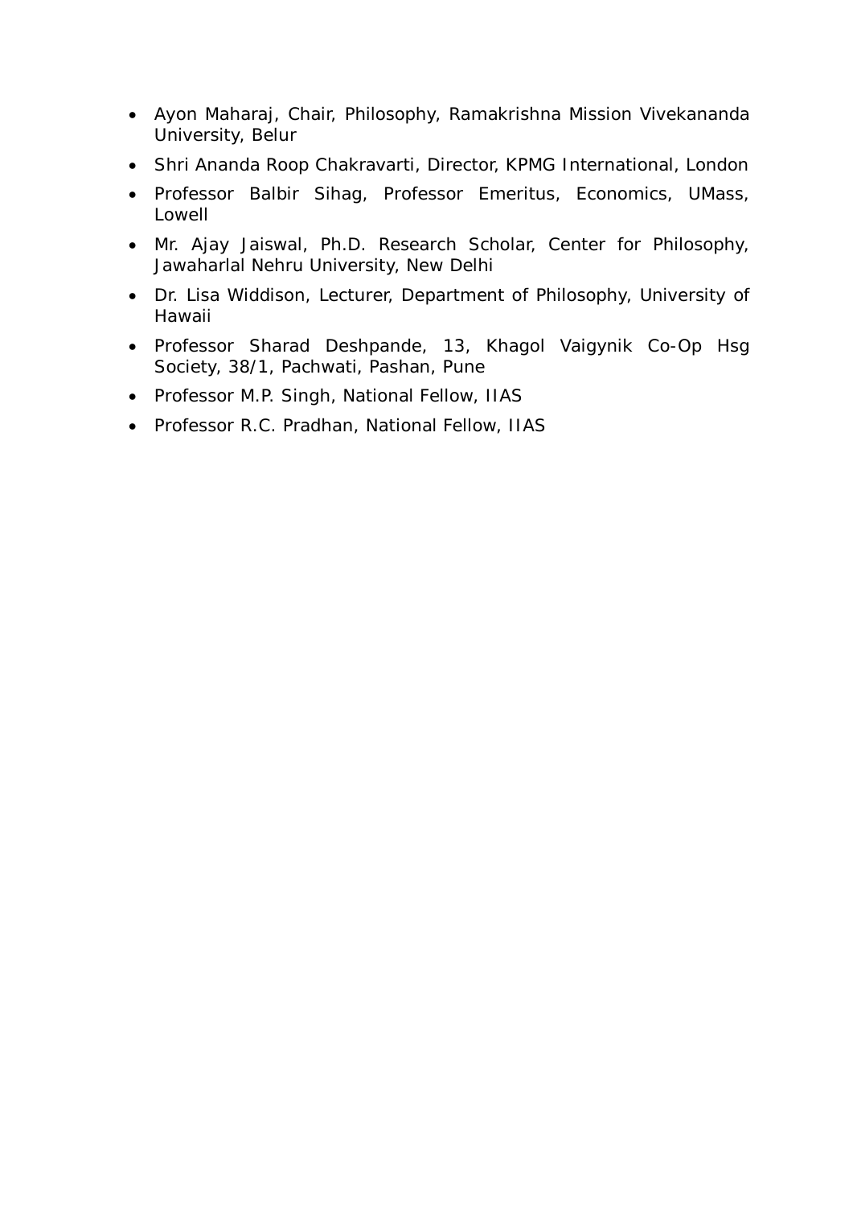- Ayon Maharaj, Chair, Philosophy, Ramakrishna Mission Vivekananda University, Belur
- Shri Ananda Roop Chakravarti, Director, KPMG International, London
- Professor Balbir Sihag, Professor Emeritus, Economics, UMass, Lowell
- Mr. Ajay Jaiswal, Ph.D. Research Scholar, Center for Philosophy, Jawaharlal Nehru University, New Delhi
- Dr. Lisa Widdison, Lecturer, Department of Philosophy, University of Hawaii
- Professor Sharad Deshpande, 13, Khagol Vaigynik Co-Op Hsg Society, 38/1, Pachwati, Pashan, Pune
- Professor M.P. Singh, National Fellow, IIAS
- Professor R.C. Pradhan, National Fellow, IIAS